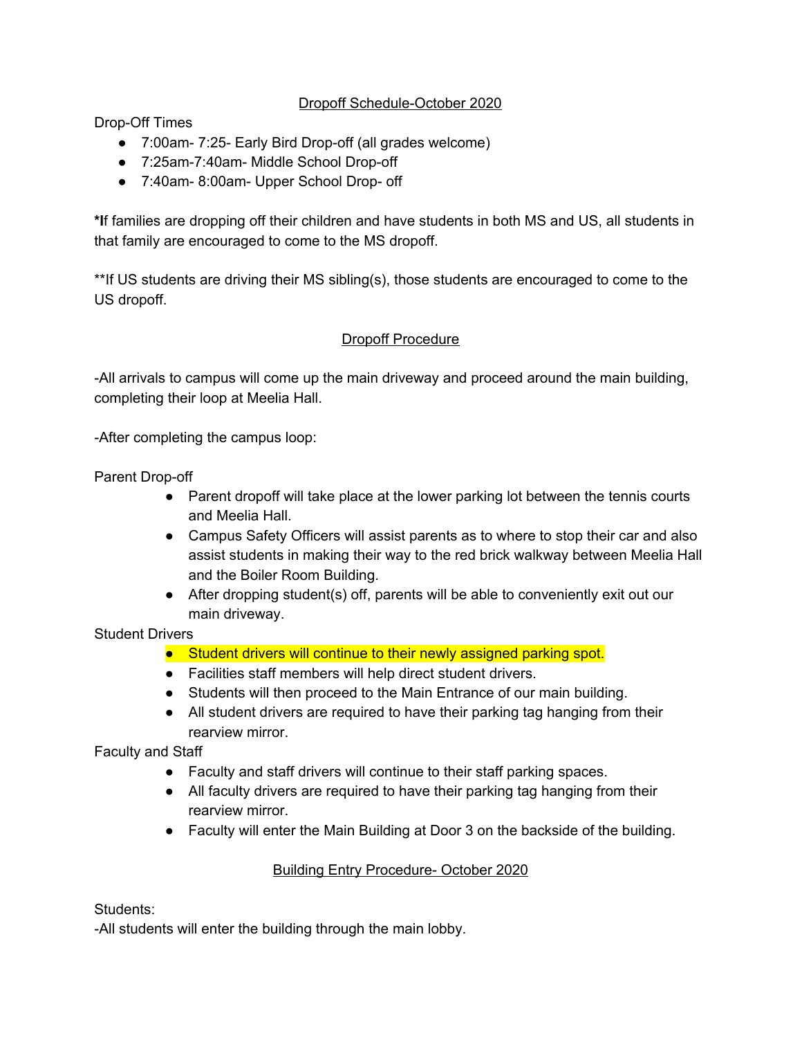## Dropoff Schedule-October 2020

Drop-Off Times

- 7:00am- 7:25- Early Bird Drop-off (all grades welcome)
- 7:25am-7:40am- Middle School Drop-off
- 7:40am- 8:00am- Upper School Drop- off

***I**f families are dropping off their children and have students in both MS and US, all students in that family are encouraged to come to the MS dropoff.

**If US students are driving their MS sibling(s), those students are encouraged to come to the US dropoff.

## Dropoff Procedure

-All arrivals to campus will come up the main driveway and proceed around the main building, completing their loop at Meelia Hall.

-After completing the campus loop:

Parent Drop-off

- Parent dropoff will take place at the lower parking lot between the tennis courts and Meelia Hall.
- Campus Safety Officers will assist parents as to where to stop their car and also assist students in making their way to the red brick walkway between Meelia Hall and the Boiler Room Building.
- After dropping student(s) off, parents will be able to conveniently exit out our main driveway.

Student Drivers

- Student drivers will continue to their newly assigned parking spot.
- Facilities staff members will help direct student drivers.
- Students will then proceed to the Main Entrance of our main building.
- All student drivers are required to have their parking tag hanging from their rearview mirror.

Faculty and Staff

- Faculty and staff drivers will continue to their staff parking spaces.
- All faculty drivers are required to have their parking tag hanging from their rearview mirror.
- Faculty will enter the Main Building at Door 3 on the backside of the building.

## Building Entry Procedure- October 2020

Students:

-All students will enter the building through the main lobby.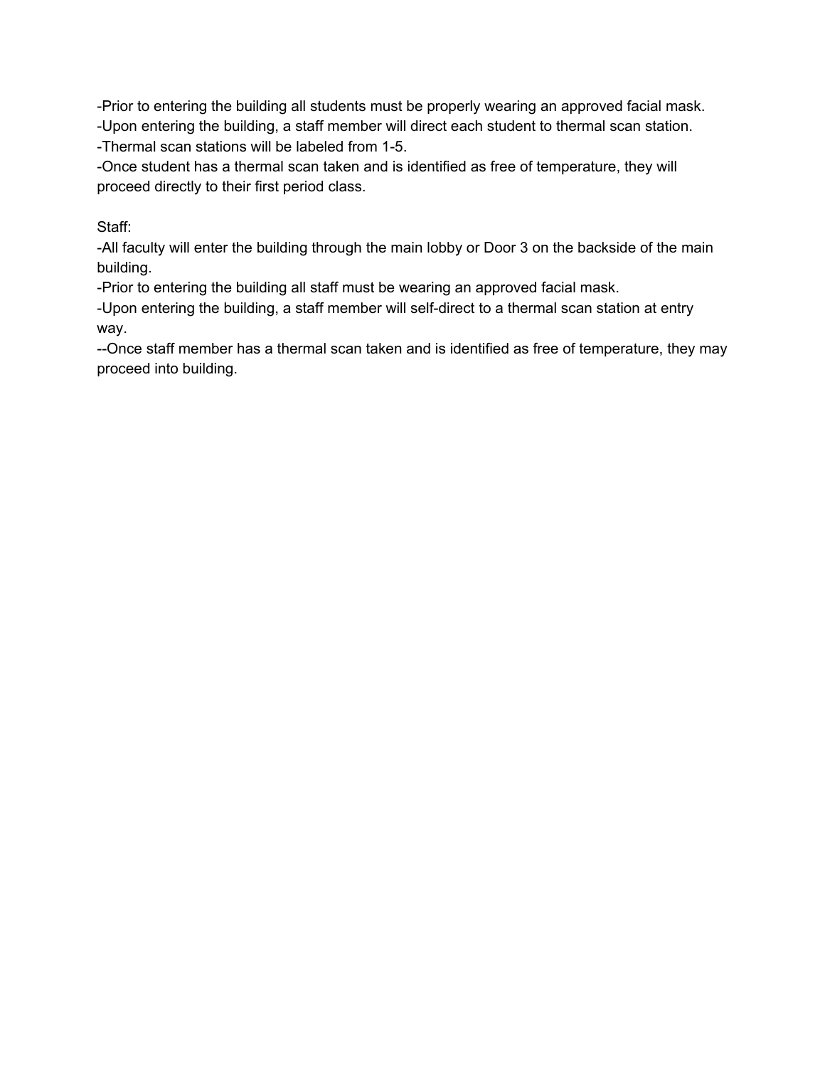-Prior to entering the building all students must be properly wearing an approved facial mask.
-Upon entering the building, a staff member will direct each student to thermal scan station.
-Thermal scan stations will be labeled from 1-5.
-Once student has a thermal scan taken and is identified as free of temperature, they will proceed directly to their first period class.

Staff:
-All faculty will enter the building through the main lobby or Door 3 on the backside of the main building.
-Prior to entering the building all staff must be wearing an approved facial mask.
-Upon entering the building, a staff member will self-direct to a thermal scan station at entry way.
--Once staff member has a thermal scan taken and is identified as free of temperature, they may proceed into building.